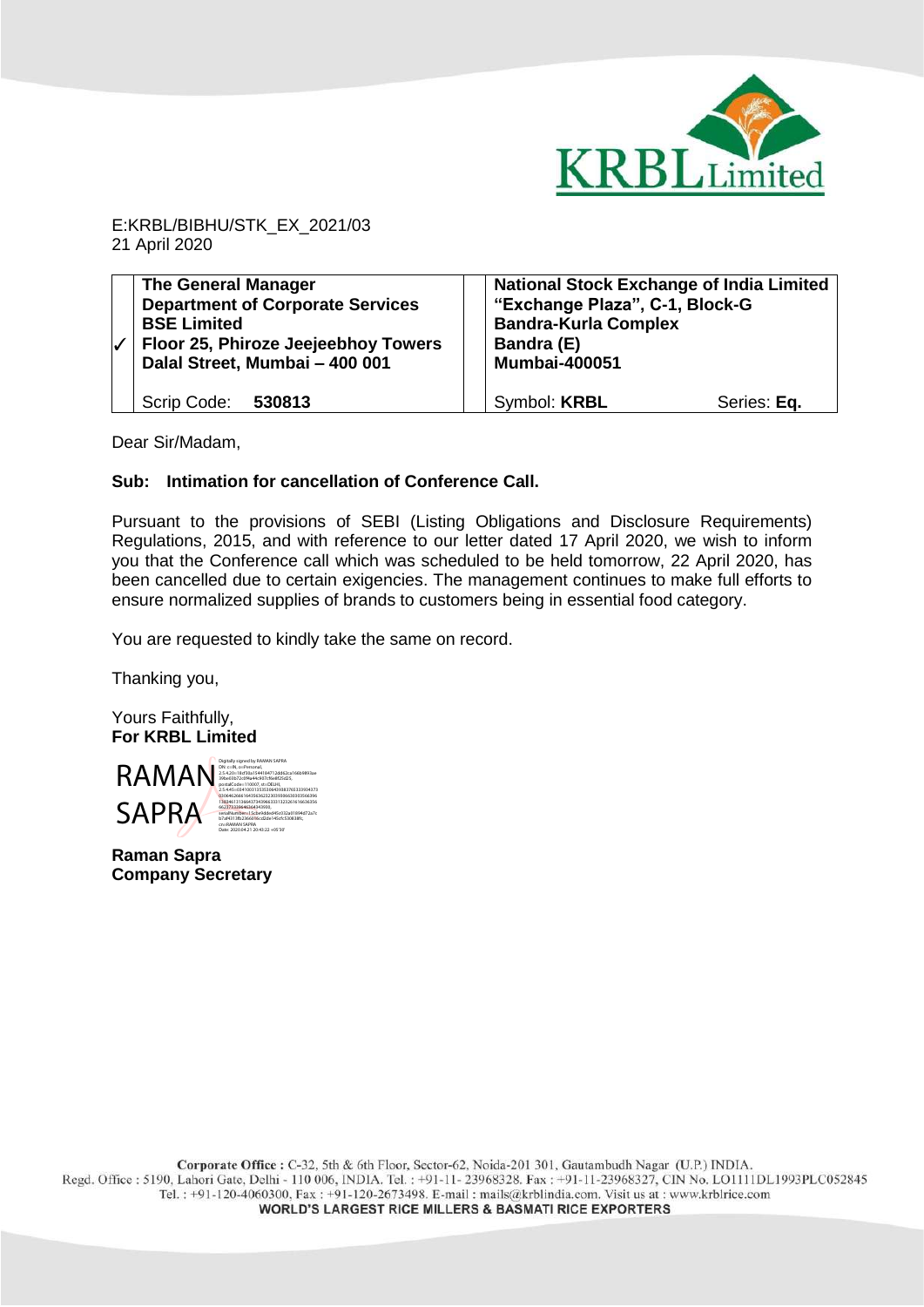E:KRBL/BIBHU/STK_EX_2021/03
21 April 2020

| | The General Manager<br>Department of Corporate Services<br>BSE Limited<br>Floor 25, Phiroze Jeejeebhoy Towers<br>Dalal Street, Mumbai – 400 001 | | National Stock Exchange of India Limited<br>"Exchange Plaza", C-1, Block-G<br>Bandra-Kurla Complex<br>Bandra (E)<br>Mumbai-400051 | |
|---|---|---|---|---|
| ✓ | Scrip Code: **530813** | | Symbol: **KRBL** | Series: **Eq.** |

Dear Sir/Madam,

**Sub: Intimation for cancellation of Conference Call.**

Pursuant to the provisions of SEBI (Listing Obligations and Disclosure Requirements) Regulations, 2015, and with reference to our letter dated 17 April 2020, we wish to inform you that the Conference call which was scheduled to be held tomorrow, 22 April 2020, has been cancelled due to certain exigencies. The management continues to make full efforts to ensure normalized supplies of brands to customers being in essential food category.

You are requested to kindly take the same on record.

Thanking you,

Yours Faithfully,
**For KRBL Limited**

RAMAN SAPRA

Digitally signed by RAMAN SAPRA
Date: 2020.04.21 20:43:22 +05'30'

**Raman Sapra**
**Company Secretary**

**Corporate Office :** C-32, 5th & 6th Floor, Sector-62, Noida-201 301, Gautambudh Nagar (U.P.) INDIA.
Regd. Office : 5190, Lahori Gate, Delhi - 110 006, INDIA. Tel. : +91-11- 23968328. Fax : +91-11-23968327, CIN No. LO1111DL1993PLC052845
Tel. : +91-120-4060300, Fax : +91-120-2673498. E-mail : mails@krblindia.com. Visit us at : www.krblrice.com
**WORLD'S LARGEST RICE MILLERS & BASMATI RICE EXPORTERS**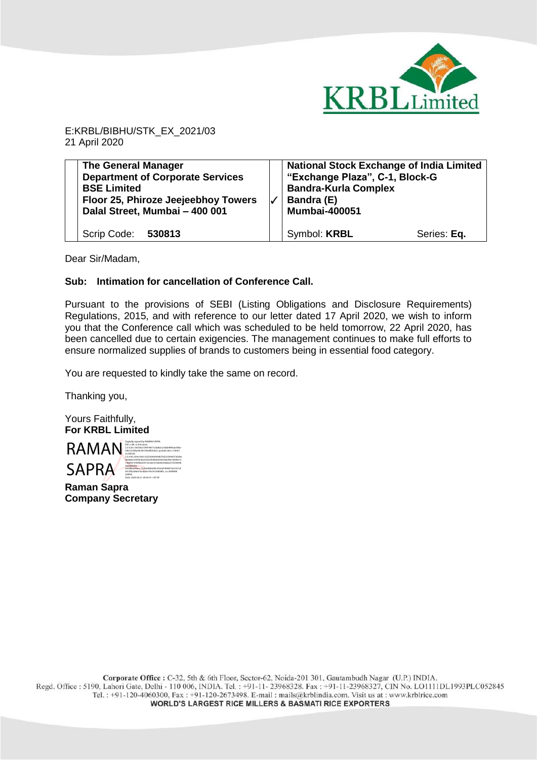E:KRBL/BIBHU/STK_EX_2021/03
21 April 2020

| | | | |
|---|---|---|---|
| **The General Manager**<br>**Department of Corporate Services**<br>**BSE Limited**<br>**Floor 25, Phiroze Jeejeebhoy Towers**<br>**Dalal Street, Mumbai – 400 001** | ✓ | **National Stock Exchange of India Limited**<br>**"Exchange Plaza", C-1, Block-G**<br>**Bandra-Kurla Complex**<br>**Bandra (E)**<br>**Mumbai-400051** | |
| Scrip Code: **530813** | | Symbol: **KRBL** | Series: **Eq.** |

Dear Sir/Madam,

**Sub: Intimation for cancellation of Conference Call.**

Pursuant to the provisions of SEBI (Listing Obligations and Disclosure Requirements) Regulations, 2015, and with reference to our letter dated 17 April 2020, we wish to inform you that the Conference call which was scheduled to be held tomorrow, 22 April 2020, has been cancelled due to certain exigencies. The management continues to make full efforts to ensure normalized supplies of brands to customers being in essential food category.

You are requested to kindly take the same on record.

Thanking you,

Yours Faithfully,
**For KRBL Limited**

RAMAN SAPRA

**Raman Sapra**
**Company Secretary**

Corporate Office : C-32, 5th & 6th Floor, Sector-62, Noida-201 301, Gautambudh Nagar (U.P.) INDIA.
Regd. Office : 5190, Lahori Gate, Delhi - 110 006, INDIA. Tel. : +91-11- 23968328, Fax : +91-11-23968327, CIN No. LO1111DL1993PLC052845
Tel. : +91-120-4060300, Fax : +91-120-2673498. E-mail : mails@krblindia.com. Visit us at : www.krblrice.com
**WORLD'S LARGEST RICE MILLERS & BASMATI RICE EXPORTERS**